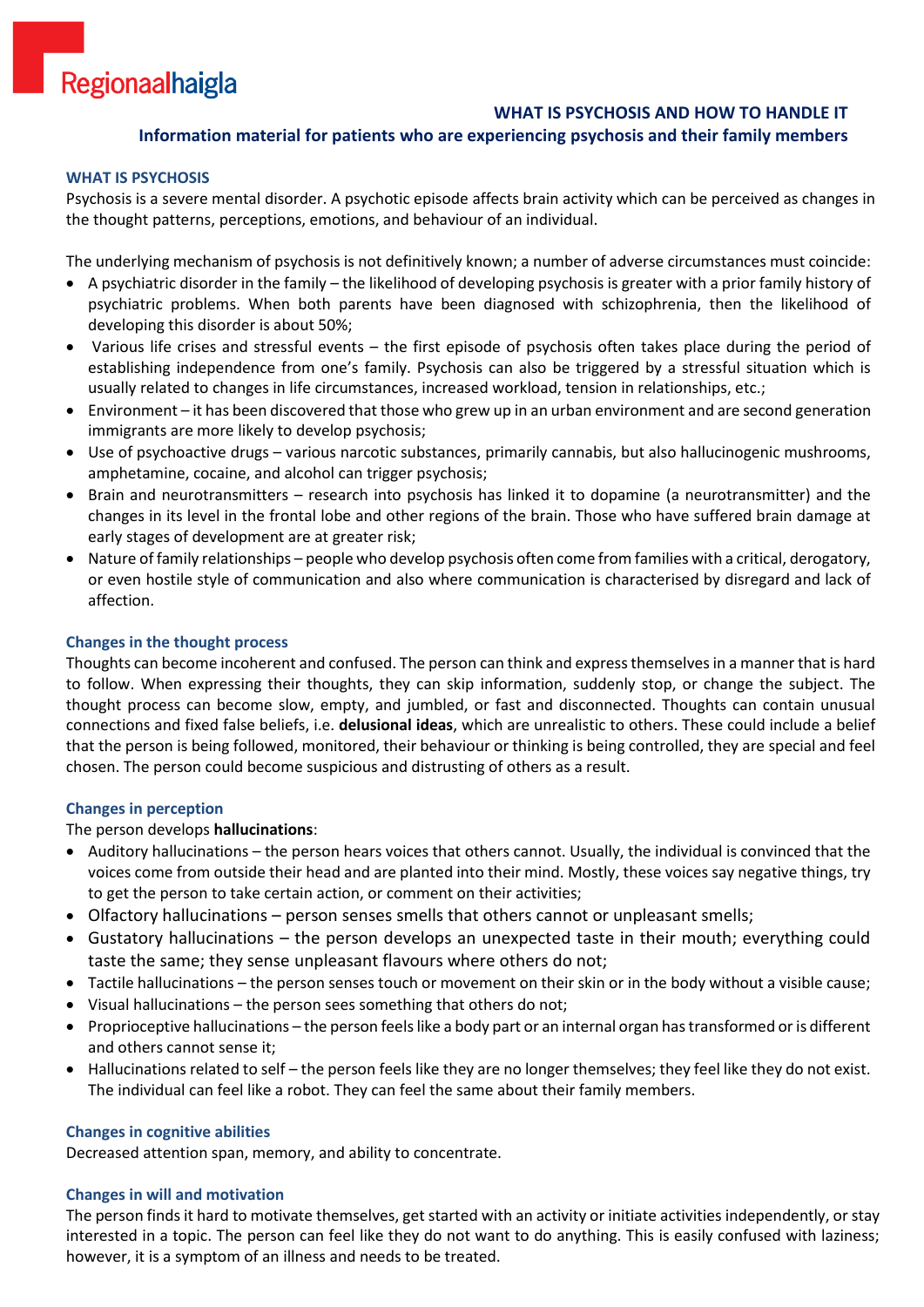Regionaalhaigla

# WHAT IS PSYCHOSIS AND HOW TO HANDLE IT

## Information material for patients who are experiencing psychosis and their family members

### WHAT IS PSYCHOSIS

Psychosis is a severe mental disorder. A psychotic episode affects brain activity which can be perceived as changes in the thought patterns, perceptions, emotions, and behaviour of an individual.

The underlying mechanism of psychosis is not definitively known; a number of adverse circumstances must coincide:

- A psychiatric disorder in the family – the likelihood of developing psychosis is greater with a prior family history of psychiatric problems. When both parents have been diagnosed with schizophrenia, then the likelihood of developing this disorder is about 50%;
- Various life crises and stressful events – the first episode of psychosis often takes place during the period of establishing independence from one's family. Psychosis can also be triggered by a stressful situation which is usually related to changes in life circumstances, increased workload, tension in relationships, etc.;
- Environment – it has been discovered that those who grew up in an urban environment and are second generation immigrants are more likely to develop psychosis;
- Use of psychoactive drugs – various narcotic substances, primarily cannabis, but also hallucinogenic mushrooms, amphetamine, cocaine, and alcohol can trigger psychosis;
- Brain and neurotransmitters – research into psychosis has linked it to dopamine (a neurotransmitter) and the changes in its level in the frontal lobe and other regions of the brain. Those who have suffered brain damage at early stages of development are at greater risk;
- Nature of family relationships – people who develop psychosis often come from families with a critical, derogatory, or even hostile style of communication and also where communication is characterised by disregard and lack of affection.

### Changes in the thought process

Thoughts can become incoherent and confused. The person can think and express themselves in a manner that is hard to follow. When expressing their thoughts, they can skip information, suddenly stop, or change the subject. The thought process can become slow, empty, and jumbled, or fast and disconnected. Thoughts can contain unusual connections and fixed false beliefs, i.e. **delusional ideas**, which are unrealistic to others. These could include a belief that the person is being followed, monitored, their behaviour or thinking is being controlled, they are special and feel chosen. The person could become suspicious and distrusting of others as a result.

### Changes in perception

The person develops **hallucinations**:

- Auditory hallucinations – the person hears voices that others cannot. Usually, the individual is convinced that the voices come from outside their head and are planted into their mind. Mostly, these voices say negative things, try to get the person to take certain action, or comment on their activities;
- Olfactory hallucinations – person senses smells that others cannot or unpleasant smells;
- Gustatory hallucinations – the person develops an unexpected taste in their mouth; everything could taste the same; they sense unpleasant flavours where others do not;
- Tactile hallucinations – the person senses touch or movement on their skin or in the body without a visible cause;
- Visual hallucinations – the person sees something that others do not;
- Proprioceptive hallucinations – the person feels like a body part or an internal organ has transformed or is different and others cannot sense it;
- Hallucinations related to self – the person feels like they are no longer themselves; they feel like they do not exist. The individual can feel like a robot. They can feel the same about their family members.

### Changes in cognitive abilities

Decreased attention span, memory, and ability to concentrate.

### Changes in will and motivation

The person finds it hard to motivate themselves, get started with an activity or initiate activities independently, or stay interested in a topic. The person can feel like they do not want to do anything. This is easily confused with laziness; however, it is a symptom of an illness and needs to be treated.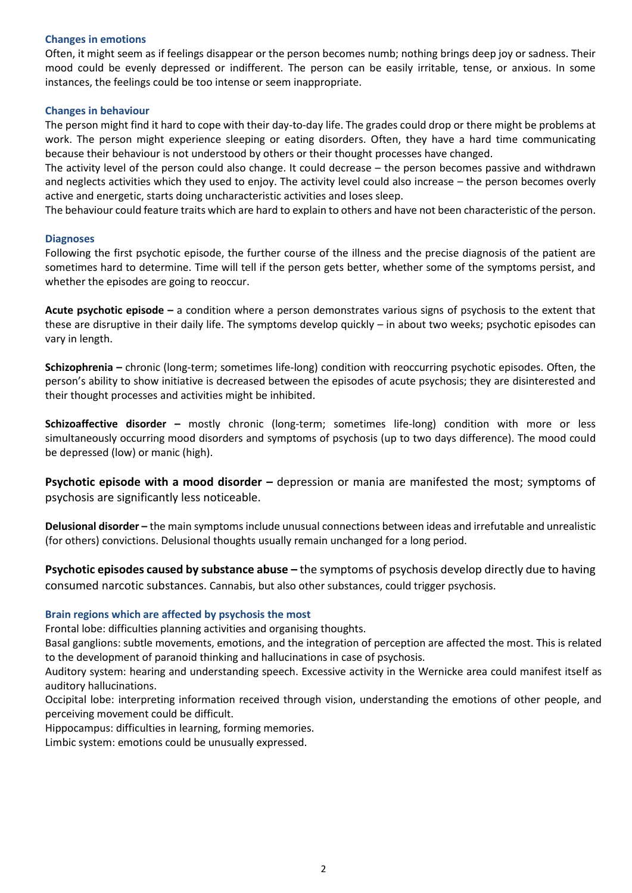### Changes in emotions

Often, it might seem as if feelings disappear or the person becomes numb; nothing brings deep joy or sadness. Their mood could be evenly depressed or indifferent. The person can be easily irritable, tense, or anxious. In some instances, the feelings could be too intense or seem inappropriate.

### Changes in behaviour

The person might find it hard to cope with their day-to-day life. The grades could drop or there might be problems at work. The person might experience sleeping or eating disorders. Often, they have a hard time communicating because their behaviour is not understood by others or their thought processes have changed.

The activity level of the person could also change. It could decrease – the person becomes passive and withdrawn and neglects activities which they used to enjoy. The activity level could also increase – the person becomes overly active and energetic, starts doing uncharacteristic activities and loses sleep.

The behaviour could feature traits which are hard to explain to others and have not been characteristic of the person.

### Diagnoses

Following the first psychotic episode, the further course of the illness and the precise diagnosis of the patient are sometimes hard to determine. Time will tell if the person gets better, whether some of the symptoms persist, and whether the episodes are going to reoccur.

**Acute psychotic episode –** a condition where a person demonstrates various signs of psychosis to the extent that these are disruptive in their daily life. The symptoms develop quickly – in about two weeks; psychotic episodes can vary in length.

**Schizophrenia –** chronic (long-term; sometimes life-long) condition with reoccurring psychotic episodes. Often, the person's ability to show initiative is decreased between the episodes of acute psychosis; they are disinterested and their thought processes and activities might be inhibited.

**Schizoaffective disorder –** mostly chronic (long-term; sometimes life-long) condition with more or less simultaneously occurring mood disorders and symptoms of psychosis (up to two days difference). The mood could be depressed (low) or manic (high).

**Psychotic episode with a mood disorder –** depression or mania are manifested the most; symptoms of psychosis are significantly less noticeable.

**Delusional disorder –** the main symptoms include unusual connections between ideas and irrefutable and unrealistic (for others) convictions. Delusional thoughts usually remain unchanged for a long period.

**Psychotic episodes caused by substance abuse –** the symptoms of psychosis develop directly due to having consumed narcotic substances. Cannabis, but also other substances, could trigger psychosis.

### Brain regions which are affected by psychosis the most

Frontal lobe: difficulties planning activities and organising thoughts.

Basal ganglions: subtle movements, emotions, and the integration of perception are affected the most. This is related to the development of paranoid thinking and hallucinations in case of psychosis.

Auditory system: hearing and understanding speech. Excessive activity in the Wernicke area could manifest itself as auditory hallucinations.

Occipital lobe: interpreting information received through vision, understanding the emotions of other people, and perceiving movement could be difficult.

Hippocampus: difficulties in learning, forming memories.

Limbic system: emotions could be unusually expressed.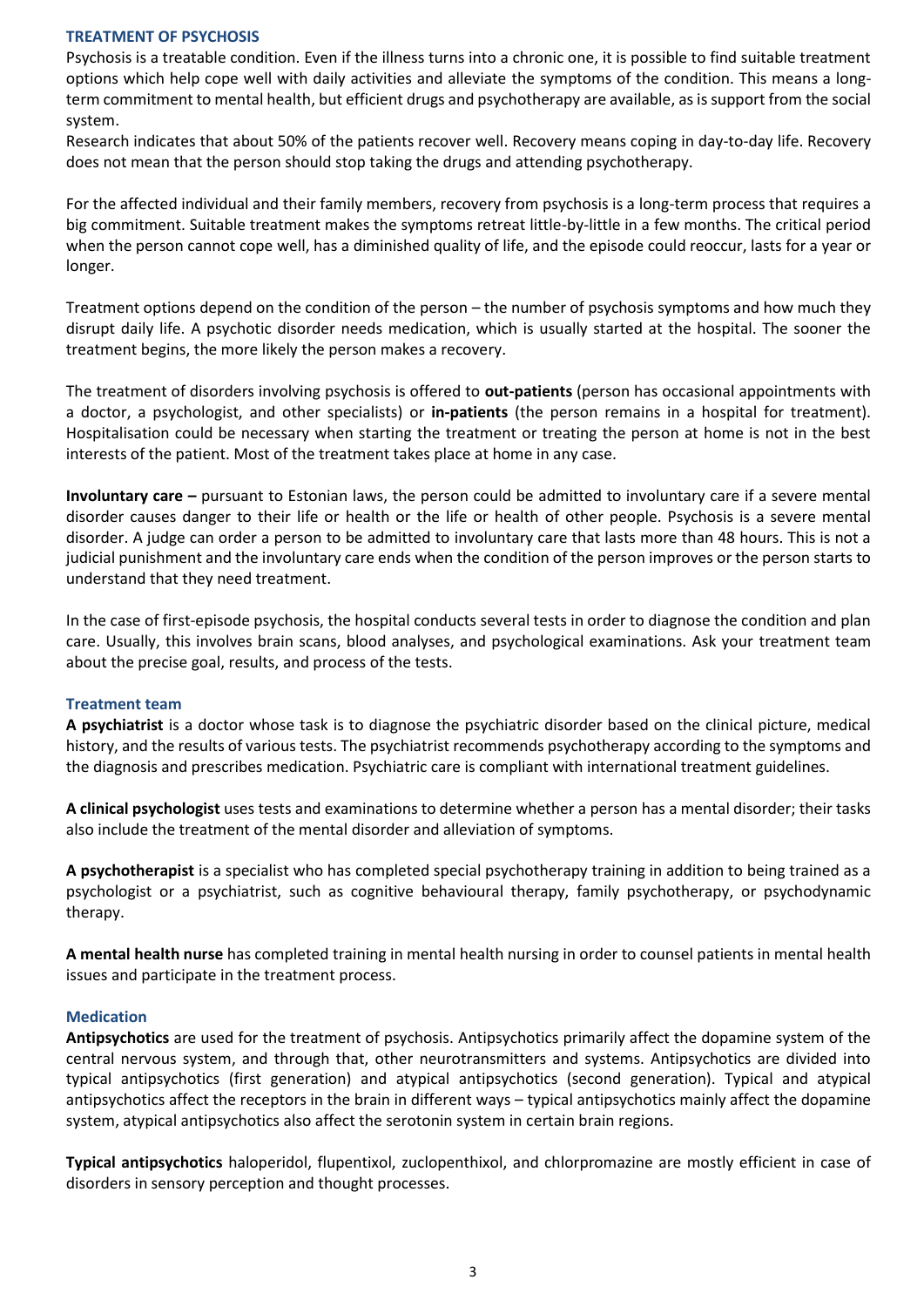## TREATMENT OF PSYCHOSIS

Psychosis is a treatable condition. Even if the illness turns into a chronic one, it is possible to find suitable treatment options which help cope well with daily activities and alleviate the symptoms of the condition. This means a long-term commitment to mental health, but efficient drugs and psychotherapy are available, as is support from the social system.

Research indicates that about 50% of the patients recover well. Recovery means coping in day-to-day life. Recovery does not mean that the person should stop taking the drugs and attending psychotherapy.

For the affected individual and their family members, recovery from psychosis is a long-term process that requires a big commitment. Suitable treatment makes the symptoms retreat little-by-little in a few months. The critical period when the person cannot cope well, has a diminished quality of life, and the episode could reoccur, lasts for a year or longer.

Treatment options depend on the condition of the person – the number of psychosis symptoms and how much they disrupt daily life. A psychotic disorder needs medication, which is usually started at the hospital. The sooner the treatment begins, the more likely the person makes a recovery.

The treatment of disorders involving psychosis is offered to **out-patients** (person has occasional appointments with a doctor, a psychologist, and other specialists) or **in-patients** (the person remains in a hospital for treatment). Hospitalisation could be necessary when starting the treatment or treating the person at home is not in the best interests of the patient. Most of the treatment takes place at home in any case.

**Involuntary care –** pursuant to Estonian laws, the person could be admitted to involuntary care if a severe mental disorder causes danger to their life or health or the life or health of other people. Psychosis is a severe mental disorder. A judge can order a person to be admitted to involuntary care that lasts more than 48 hours. This is not a judicial punishment and the involuntary care ends when the condition of the person improves or the person starts to understand that they need treatment.

In the case of first-episode psychosis, the hospital conducts several tests in order to diagnose the condition and plan care. Usually, this involves brain scans, blood analyses, and psychological examinations. Ask your treatment team about the precise goal, results, and process of the tests.

### Treatment team

**A psychiatrist** is a doctor whose task is to diagnose the psychiatric disorder based on the clinical picture, medical history, and the results of various tests. The psychiatrist recommends psychotherapy according to the symptoms and the diagnosis and prescribes medication. Psychiatric care is compliant with international treatment guidelines.

**A clinical psychologist** uses tests and examinations to determine whether a person has a mental disorder; their tasks also include the treatment of the mental disorder and alleviation of symptoms.

**A psychotherapist** is a specialist who has completed special psychotherapy training in addition to being trained as a psychologist or a psychiatrist, such as cognitive behavioural therapy, family psychotherapy, or psychodynamic therapy.

**A mental health nurse** has completed training in mental health nursing in order to counsel patients in mental health issues and participate in the treatment process.

### Medication

**Antipsychotics** are used for the treatment of psychosis. Antipsychotics primarily affect the dopamine system of the central nervous system, and through that, other neurotransmitters and systems. Antipsychotics are divided into typical antipsychotics (first generation) and atypical antipsychotics (second generation). Typical and atypical antipsychotics affect the receptors in the brain in different ways – typical antipsychotics mainly affect the dopamine system, atypical antipsychotics also affect the serotonin system in certain brain regions.

**Typical antipsychotics** haloperidol, flupentixol, zuclopenthixol, and chlorpromazine are mostly efficient in case of disorders in sensory perception and thought processes.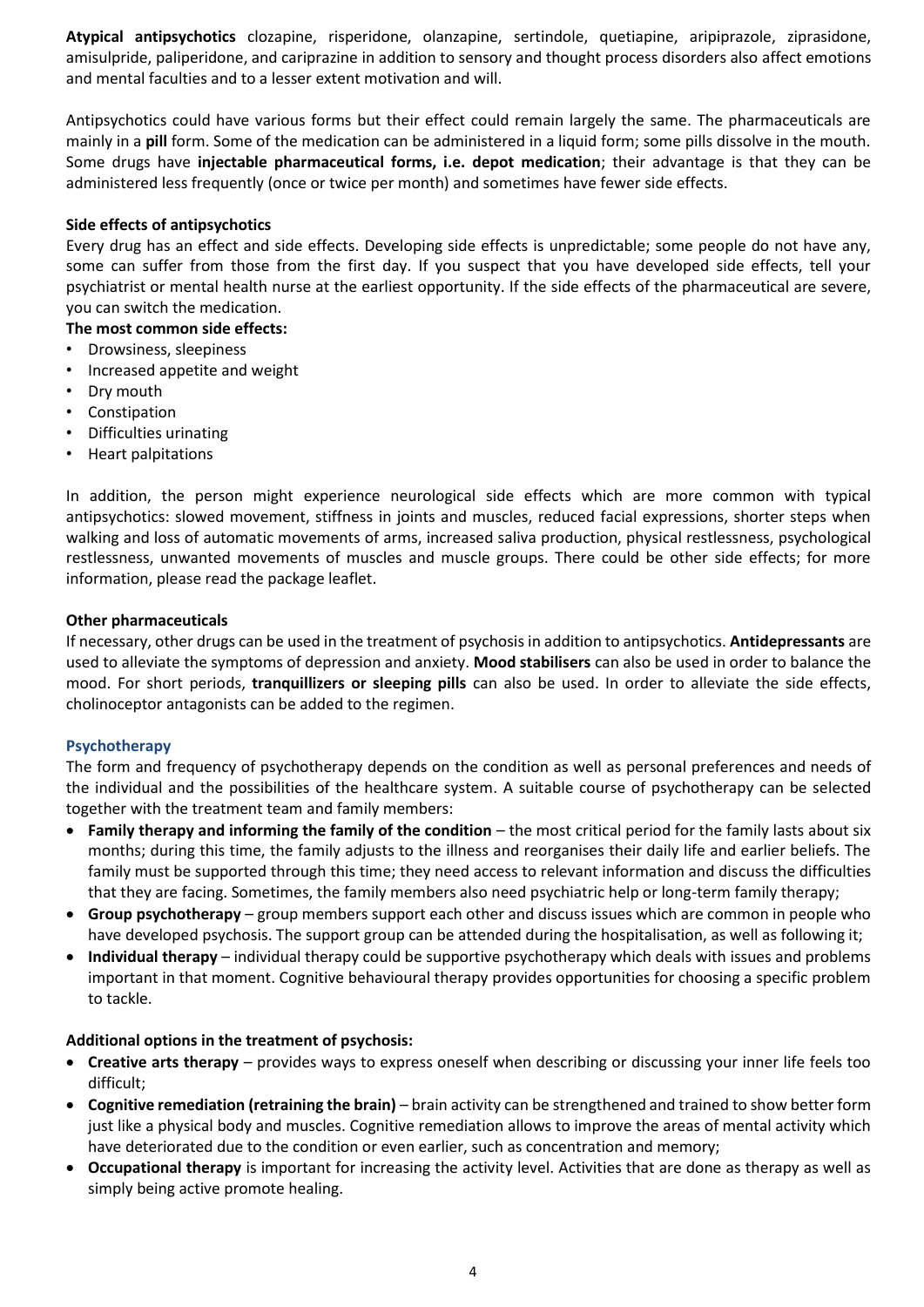**Atypical antipsychotics** clozapine, risperidone, olanzapine, sertindole, quetiapine, aripiprazole, ziprasidone, amisulpride, paliperidone, and cariprazine in addition to sensory and thought process disorders also affect emotions and mental faculties and to a lesser extent motivation and will.

Antipsychotics could have various forms but their effect could remain largely the same. The pharmaceuticals are mainly in a **pill** form. Some of the medication can be administered in a liquid form; some pills dissolve in the mouth. Some drugs have **injectable pharmaceutical forms, i.e. depot medication**; their advantage is that they can be administered less frequently (once or twice per month) and sometimes have fewer side effects.

**Side effects of antipsychotics**

Every drug has an effect and side effects. Developing side effects is unpredictable; some people do not have any, some can suffer from those from the first day. If you suspect that you have developed side effects, tell your psychiatrist or mental health nurse at the earliest opportunity. If the side effects of the pharmaceutical are severe, you can switch the medication.

**The most common side effects:**

- Drowsiness, sleepiness
- Increased appetite and weight
- Dry mouth
- Constipation
- Difficulties urinating
- Heart palpitations

In addition, the person might experience neurological side effects which are more common with typical antipsychotics: slowed movement, stiffness in joints and muscles, reduced facial expressions, shorter steps when walking and loss of automatic movements of arms, increased saliva production, physical restlessness, psychological restlessness, unwanted movements of muscles and muscle groups. There could be other side effects; for more information, please read the package leaflet.

**Other pharmaceuticals**

If necessary, other drugs can be used in the treatment of psychosis in addition to antipsychotics. **Antidepressants** are used to alleviate the symptoms of depression and anxiety. **Mood stabilisers** can also be used in order to balance the mood. For short periods, **tranquillizers or sleeping pills** can also be used. In order to alleviate the side effects, cholinoceptor antagonists can be added to the regimen.

### Psychotherapy

The form and frequency of psychotherapy depends on the condition as well as personal preferences and needs of the individual and the possibilities of the healthcare system. A suitable course of psychotherapy can be selected together with the treatment team and family members:

- **Family therapy and informing the family of the condition** – the most critical period for the family lasts about six months; during this time, the family adjusts to the illness and reorganises their daily life and earlier beliefs. The family must be supported through this time; they need access to relevant information and discuss the difficulties that they are facing. Sometimes, the family members also need psychiatric help or long-term family therapy;
- **Group psychotherapy** – group members support each other and discuss issues which are common in people who have developed psychosis. The support group can be attended during the hospitalisation, as well as following it;
- **Individual therapy** – individual therapy could be supportive psychotherapy which deals with issues and problems important in that moment. Cognitive behavioural therapy provides opportunities for choosing a specific problem to tackle.

**Additional options in the treatment of psychosis:**

- **Creative arts therapy** – provides ways to express oneself when describing or discussing your inner life feels too difficult;
- **Cognitive remediation (retraining the brain)** – brain activity can be strengthened and trained to show better form just like a physical body and muscles. Cognitive remediation allows to improve the areas of mental activity which have deteriorated due to the condition or even earlier, such as concentration and memory;
- **Occupational therapy** is important for increasing the activity level. Activities that are done as therapy as well as simply being active promote healing.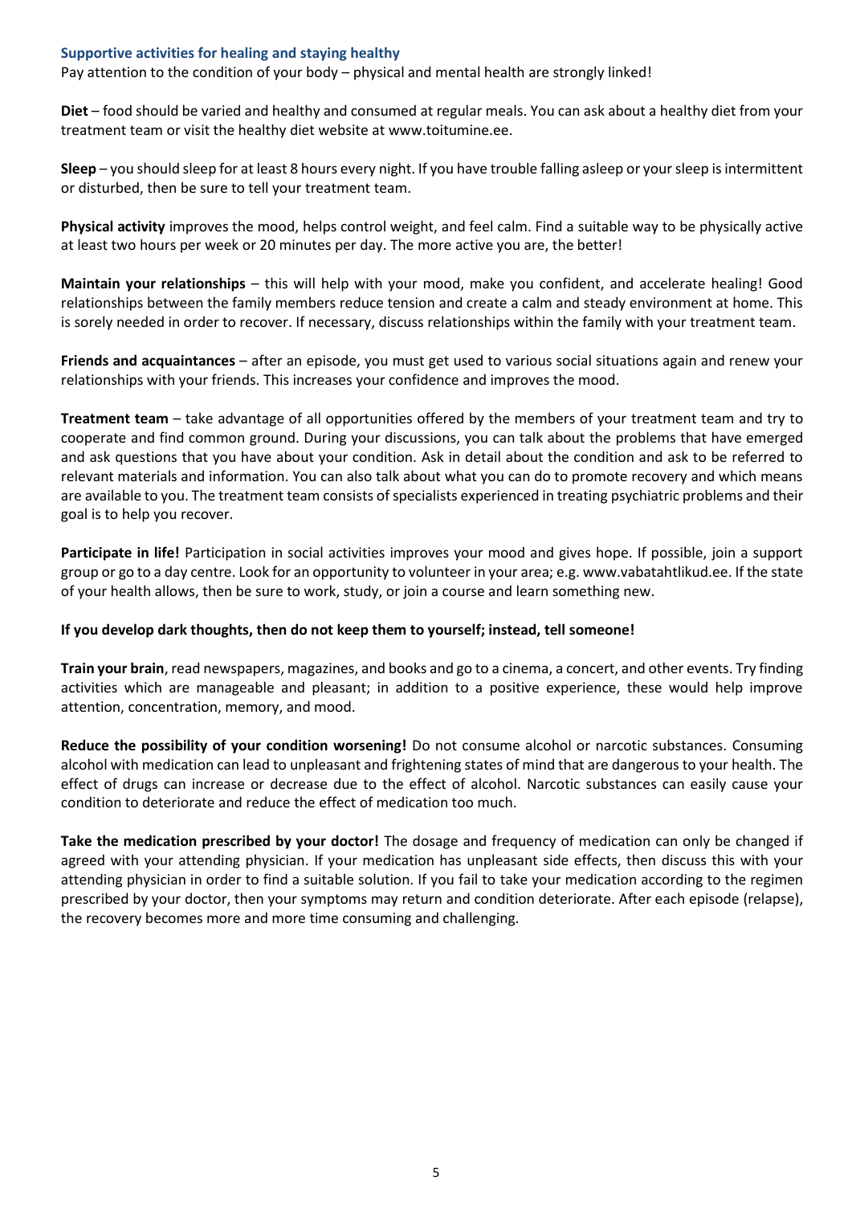### Supportive activities for healing and staying healthy

Pay attention to the condition of your body – physical and mental health are strongly linked!

**Diet** – food should be varied and healthy and consumed at regular meals. You can ask about a healthy diet from your treatment team or visit the healthy diet website at www.toitumine.ee.

**Sleep** – you should sleep for at least 8 hours every night. If you have trouble falling asleep or your sleep is intermittent or disturbed, then be sure to tell your treatment team.

**Physical activity** improves the mood, helps control weight, and feel calm. Find a suitable way to be physically active at least two hours per week or 20 minutes per day. The more active you are, the better!

**Maintain your relationships** – this will help with your mood, make you confident, and accelerate healing! Good relationships between the family members reduce tension and create a calm and steady environment at home. This is sorely needed in order to recover. If necessary, discuss relationships within the family with your treatment team.

**Friends and acquaintances** – after an episode, you must get used to various social situations again and renew your relationships with your friends. This increases your confidence and improves the mood.

**Treatment team** – take advantage of all opportunities offered by the members of your treatment team and try to cooperate and find common ground. During your discussions, you can talk about the problems that have emerged and ask questions that you have about your condition. Ask in detail about the condition and ask to be referred to relevant materials and information. You can also talk about what you can do to promote recovery and which means are available to you. The treatment team consists of specialists experienced in treating psychiatric problems and their goal is to help you recover.

**Participate in life!** Participation in social activities improves your mood and gives hope. If possible, join a support group or go to a day centre. Look for an opportunity to volunteer in your area; e.g. www.vabatahtlikud.ee. If the state of your health allows, then be sure to work, study, or join a course and learn something new.

**If you develop dark thoughts, then do not keep them to yourself; instead, tell someone!**

**Train your brain**, read newspapers, magazines, and books and go to a cinema, a concert, and other events. Try finding activities which are manageable and pleasant; in addition to a positive experience, these would help improve attention, concentration, memory, and mood.

**Reduce the possibility of your condition worsening!** Do not consume alcohol or narcotic substances. Consuming alcohol with medication can lead to unpleasant and frightening states of mind that are dangerous to your health. The effect of drugs can increase or decrease due to the effect of alcohol. Narcotic substances can easily cause your condition to deteriorate and reduce the effect of medication too much.

**Take the medication prescribed by your doctor!** The dosage and frequency of medication can only be changed if agreed with your attending physician. If your medication has unpleasant side effects, then discuss this with your attending physician in order to find a suitable solution. If you fail to take your medication according to the regimen prescribed by your doctor, then your symptoms may return and condition deteriorate. After each episode (relapse), the recovery becomes more and more time consuming and challenging.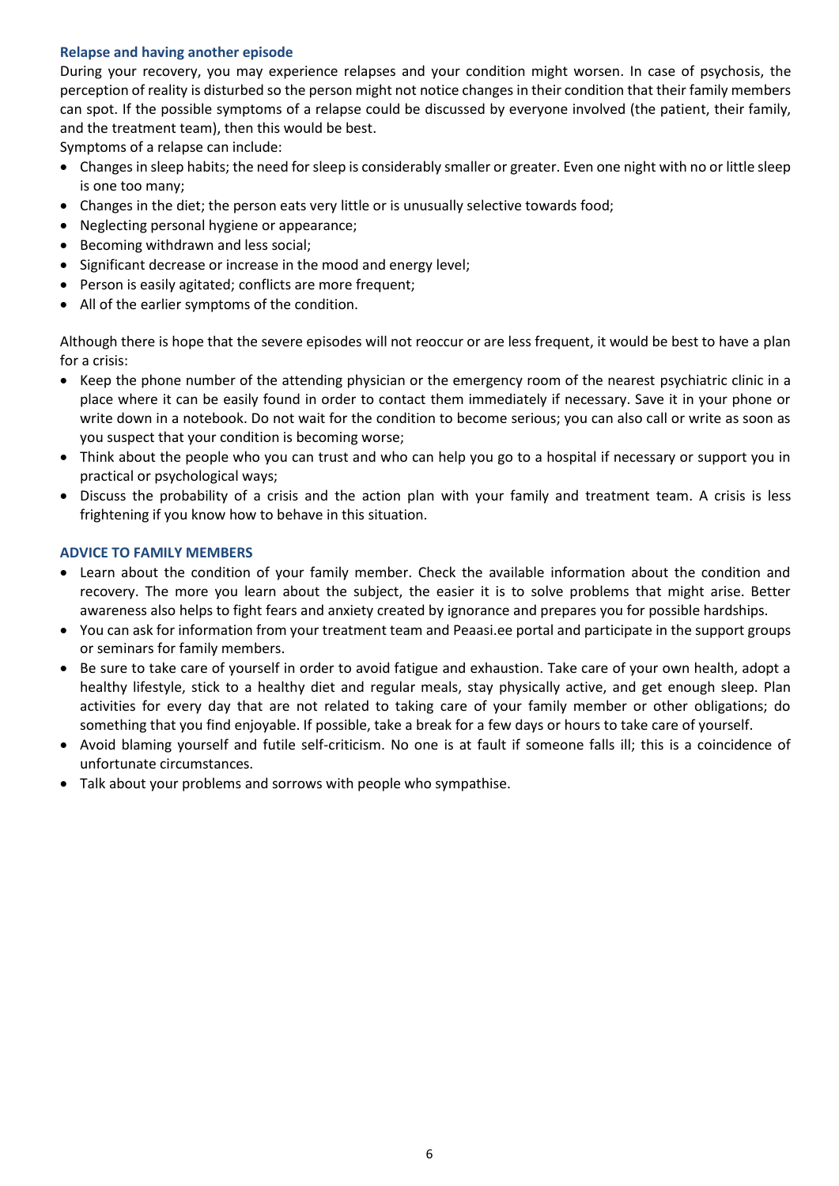### Relapse and having another episode

During your recovery, you may experience relapses and your condition might worsen. In case of psychosis, the perception of reality is disturbed so the person might not notice changes in their condition that their family members can spot. If the possible symptoms of a relapse could be discussed by everyone involved (the patient, their family, and the treatment team), then this would be best.

Symptoms of a relapse can include:

- Changes in sleep habits; the need for sleep is considerably smaller or greater. Even one night with no or little sleep is one too many;
- Changes in the diet; the person eats very little or is unusually selective towards food;
- Neglecting personal hygiene or appearance;
- Becoming withdrawn and less social;
- Significant decrease or increase in the mood and energy level;
- Person is easily agitated; conflicts are more frequent;
- All of the earlier symptoms of the condition.

Although there is hope that the severe episodes will not reoccur or are less frequent, it would be best to have a plan for a crisis:

- Keep the phone number of the attending physician or the emergency room of the nearest psychiatric clinic in a place where it can be easily found in order to contact them immediately if necessary. Save it in your phone or write down in a notebook. Do not wait for the condition to become serious; you can also call or write as soon as you suspect that your condition is becoming worse;
- Think about the people who you can trust and who can help you go to a hospital if necessary or support you in practical or psychological ways;
- Discuss the probability of a crisis and the action plan with your family and treatment team. A crisis is less frightening if you know how to behave in this situation.

### ADVICE TO FAMILY MEMBERS

- Learn about the condition of your family member. Check the available information about the condition and recovery. The more you learn about the subject, the easier it is to solve problems that might arise. Better awareness also helps to fight fears and anxiety created by ignorance and prepares you for possible hardships.
- You can ask for information from your treatment team and Peaasi.ee portal and participate in the support groups or seminars for family members.
- Be sure to take care of yourself in order to avoid fatigue and exhaustion. Take care of your own health, adopt a healthy lifestyle, stick to a healthy diet and regular meals, stay physically active, and get enough sleep. Plan activities for every day that are not related to taking care of your family member or other obligations; do something that you find enjoyable. If possible, take a break for a few days or hours to take care of yourself.
- Avoid blaming yourself and futile self-criticism. No one is at fault if someone falls ill; this is a coincidence of unfortunate circumstances.
- Talk about your problems and sorrows with people who sympathise.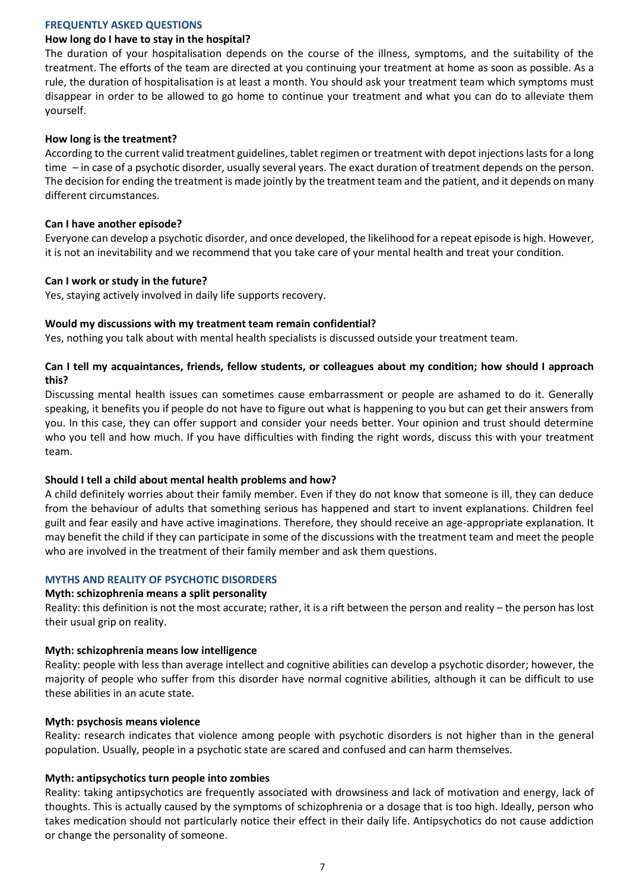## FREQUENTLY ASKED QUESTIONS

### How long do I have to stay in the hospital?

The duration of your hospitalisation depends on the course of the illness, symptoms, and the suitability of the treatment. The efforts of the team are directed at you continuing your treatment at home as soon as possible. As a rule, the duration of hospitalisation is at least a month. You should ask your treatment team which symptoms must disappear in order to be allowed to go home to continue your treatment and what you can do to alleviate them yourself.

### How long is the treatment?

According to the current valid treatment guidelines, tablet regimen or treatment with depot injections lasts for a long time – in case of a psychotic disorder, usually several years. The exact duration of treatment depends on the person. The decision for ending the treatment is made jointly by the treatment team and the patient, and it depends on many different circumstances.

### Can I have another episode?

Everyone can develop a psychotic disorder, and once developed, the likelihood for a repeat episode is high. However, it is not an inevitability and we recommend that you take care of your mental health and treat your condition.

### Can I work or study in the future?

Yes, staying actively involved in daily life supports recovery.

### Would my discussions with my treatment team remain confidential?

Yes, nothing you talk about with mental health specialists is discussed outside your treatment team.

### Can I tell my acquaintances, friends, fellow students, or colleagues about my condition; how should I approach this?

Discussing mental health issues can sometimes cause embarrassment or people are ashamed to do it. Generally speaking, it benefits you if people do not have to figure out what is happening to you but can get their answers from you. In this case, they can offer support and consider your needs better. Your opinion and trust should determine who you tell and how much. If you have difficulties with finding the right words, discuss this with your treatment team.

### Should I tell a child about mental health problems and how?

A child definitely worries about their family member. Even if they do not know that someone is ill, they can deduce from the behaviour of adults that something serious has happened and start to invent explanations. Children feel guilt and fear easily and have active imaginations. Therefore, they should receive an age-appropriate explanation. It may benefit the child if they can participate in some of the discussions with the treatment team and meet the people who are involved in the treatment of their family member and ask them questions.

## MYTHS AND REALITY OF PSYCHOTIC DISORDERS

### Myth: schizophrenia means a split personality

Reality: this definition is not the most accurate; rather, it is a rift between the person and reality – the person has lost their usual grip on reality.

### Myth: schizophrenia means low intelligence

Reality: people with less than average intellect and cognitive abilities can develop a psychotic disorder; however, the majority of people who suffer from this disorder have normal cognitive abilities, although it can be difficult to use these abilities in an acute state.

### Myth: psychosis means violence

Reality: research indicates that violence among people with psychotic disorders is not higher than in the general population. Usually, people in a psychotic state are scared and confused and can harm themselves.

### Myth: antipsychotics turn people into zombies

Reality: taking antipsychotics are frequently associated with drowsiness and lack of motivation and energy, lack of thoughts. This is actually caused by the symptoms of schizophrenia or a dosage that is too high. Ideally, person who takes medication should not particularly notice their effect in their daily life. Antipsychotics do not cause addiction or change the personality of someone.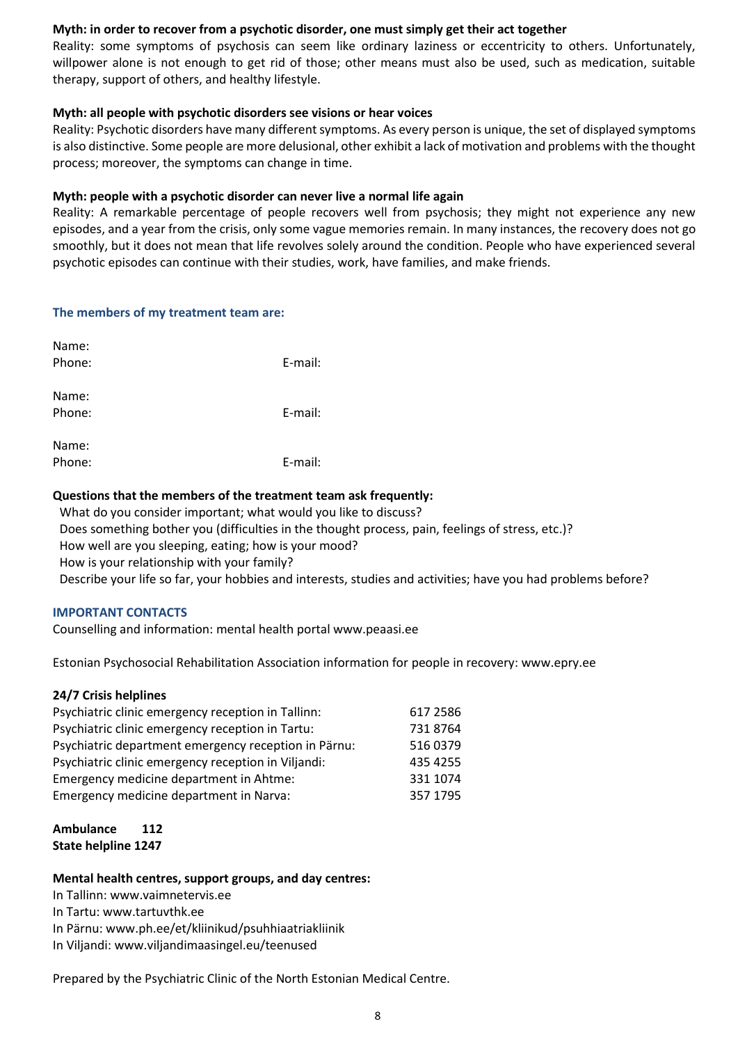**Myth: in order to recover from a psychotic disorder, one must simply get their act together**

Reality: some symptoms of psychosis can seem like ordinary laziness or eccentricity to others. Unfortunately, willpower alone is not enough to get rid of those; other means must also be used, such as medication, suitable therapy, support of others, and healthy lifestyle.

**Myth: all people with psychotic disorders see visions or hear voices**

Reality: Psychotic disorders have many different symptoms. As every person is unique, the set of displayed symptoms is also distinctive. Some people are more delusional, other exhibit a lack of motivation and problems with the thought process; moreover, the symptoms can change in time.

**Myth: people with a psychotic disorder can never live a normal life again**

Reality: A remarkable percentage of people recovers well from psychosis; they might not experience any new episodes, and a year from the crisis, only some vague memories remain. In many instances, the recovery does not go smoothly, but it does not mean that life revolves solely around the condition. People who have experienced several psychotic episodes can continue with their studies, work, have families, and make friends.

## The members of my treatment team are:

Name:
Phone: E-mail:

Name:
Phone: E-mail:

Name:
Phone: E-mail:

**Questions that the members of the treatment team ask frequently:**

What do you consider important; what would you like to discuss?
Does something bother you (difficulties in the thought process, pain, feelings of stress, etc.)?
How well are you sleeping, eating; how is your mood?
How is your relationship with your family?
Describe your life so far, your hobbies and interests, studies and activities; have you had problems before?

## IMPORTANT CONTACTS

Counselling and information: mental health portal www.peaasi.ee

Estonian Psychosocial Rehabilitation Association information for people in recovery: www.epry.ee

**24/7 Crisis helplines**

| | |
|---|---|
| Psychiatric clinic emergency reception in Tallinn: | 617 2586 |
| Psychiatric clinic emergency reception in Tartu: | 731 8764 |
| Psychiatric department emergency reception in Pärnu: | 516 0379 |
| Psychiatric clinic emergency reception in Viljandi: | 435 4255 |
| Emergency medicine department in Ahtme: | 331 1074 |
| Emergency medicine department in Narva: | 357 1795 |

**Ambulance 112**
**State helpline 1247**

**Mental health centres, support groups, and day centres:**

In Tallinn: www.vaimnetervis.ee
In Tartu: www.tartuvthk.ee
In Pärnu: www.ph.ee/et/kliinikud/psuhhiaatriakliinik
In Viljandi: www.viljandimaasingel.eu/teenused

Prepared by the Psychiatric Clinic of the North Estonian Medical Centre.